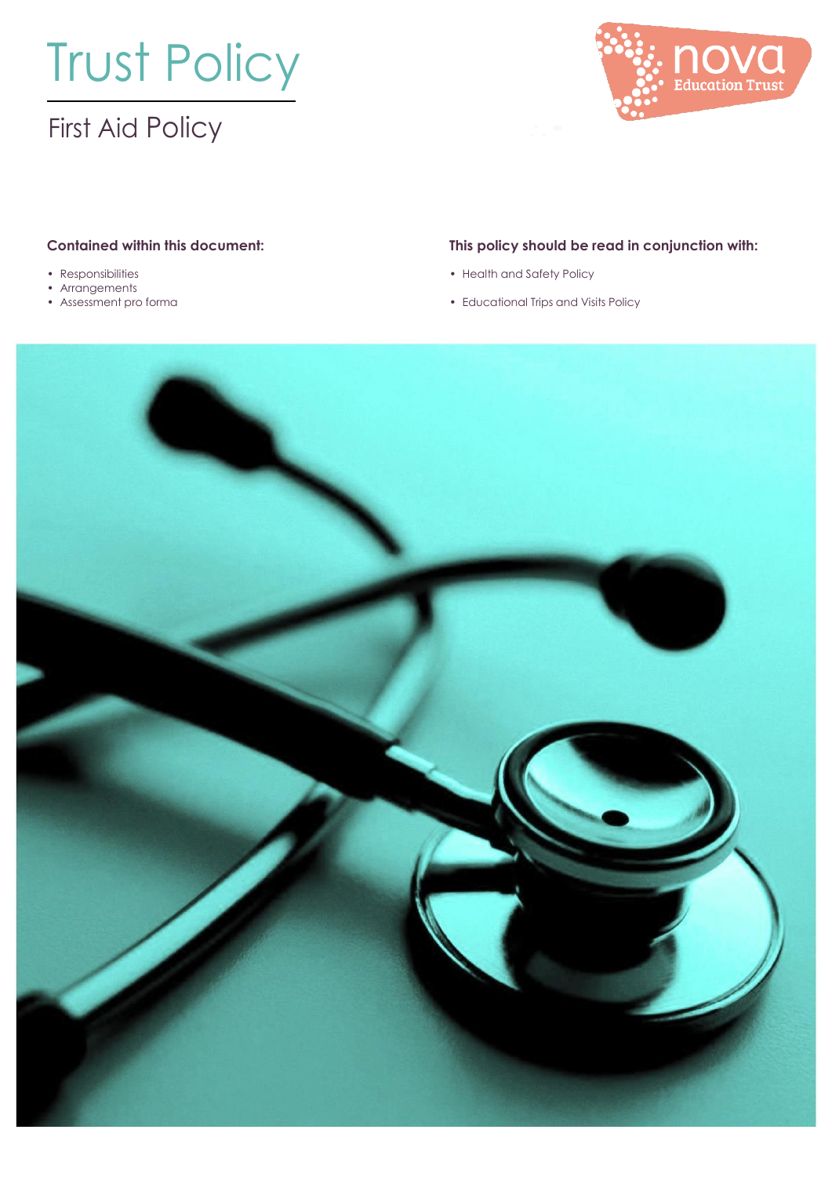# Trust Policy

## First Aid Policy

nova Education Trust

**Contained within this document:**

- Responsibilities
- Arrangements
- Assessment pro forma

**This policy should be read in conjunction with:**

- Health and Safety Policy
- Educational Trips and Visits Policy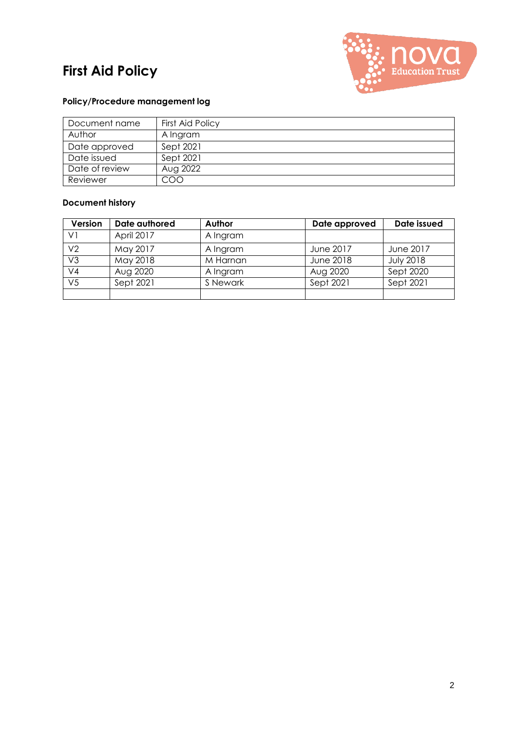# First Aid Policy

### Policy/Procedure management log

| Document name | First Aid Policy |
|---|---|
| Author | A Ingram |
| Date approved | Sept 2021 |
| Date issued | Sept 2021 |
| Date of review | Aug 2022 |
| Reviewer | COO |

### Document history

| Version | Date authored | Author | Date approved | Date issued |
|---|---|---|---|---|
| V1 | April 2017 | A Ingram | | |
| V2 | May 2017 | A Ingram | June 2017 | June 2017 |
| V3 | May 2018 | M Harnan | June 2018 | July 2018 |
| V4 | Aug 2020 | A Ingram | Aug 2020 | Sept 2020 |
| V5 | Sept 2021 | S Newark | Sept 2021 | Sept 2021 |
| | | | | |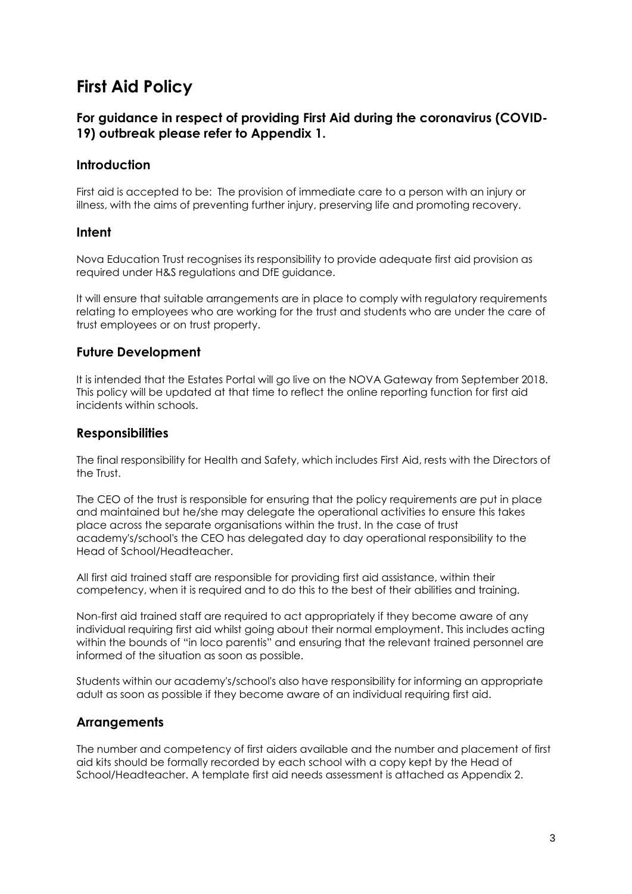# First Aid Policy

### For guidance in respect of providing First Aid during the coronavirus (COVID-19) outbreak please refer to Appendix 1.

## Introduction

First aid is accepted to be: The provision of immediate care to a person with an injury or illness, with the aims of preventing further injury, preserving life and promoting recovery.

## Intent

Nova Education Trust recognises its responsibility to provide adequate first aid provision as required under H&S regulations and DfE guidance.

It will ensure that suitable arrangements are in place to comply with regulatory requirements relating to employees who are working for the trust and students who are under the care of trust employees or on trust property.

## Future Development

It is intended that the Estates Portal will go live on the NOVA Gateway from September 2018. This policy will be updated at that time to reflect the online reporting function for first aid incidents within schools.

## Responsibilities

The final responsibility for Health and Safety, which includes First Aid, rests with the Directors of the Trust.

The CEO of the trust is responsible for ensuring that the policy requirements are put in place and maintained but he/she may delegate the operational activities to ensure this takes place across the separate organisations within the trust. In the case of trust academy's/school's the CEO has delegated day to day operational responsibility to the Head of School/Headteacher.

All first aid trained staff are responsible for providing first aid assistance, within their competency, when it is required and to do this to the best of their abilities and training.

Non-first aid trained staff are required to act appropriately if they become aware of any individual requiring first aid whilst going about their normal employment. This includes acting within the bounds of "in loco parentis" and ensuring that the relevant trained personnel are informed of the situation as soon as possible.

Students within our academy's/school's also have responsibility for informing an appropriate adult as soon as possible if they become aware of an individual requiring first aid.

## Arrangements

The number and competency of first aiders available and the number and placement of first aid kits should be formally recorded by each school with a copy kept by the Head of School/Headteacher. A template first aid needs assessment is attached as Appendix 2.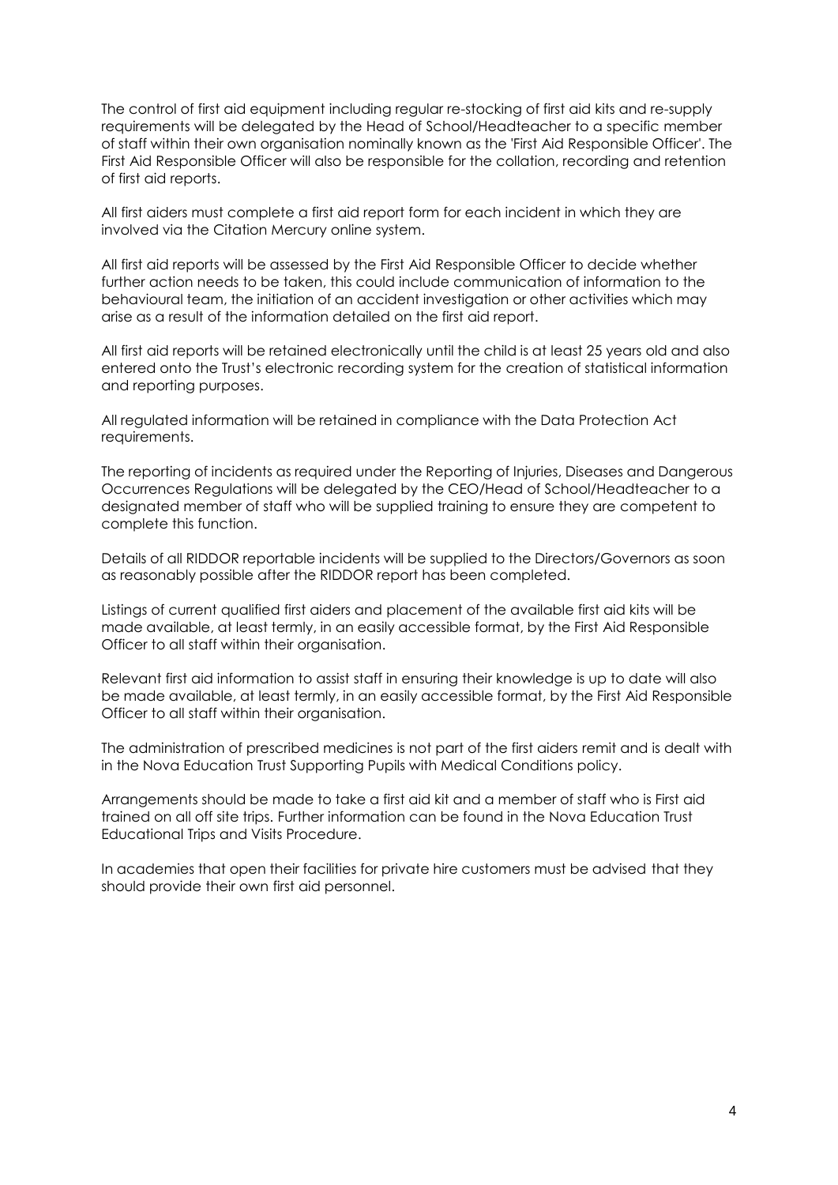The control of first aid equipment including regular re-stocking of first aid kits and re-supply requirements will be delegated by the Head of School/Headteacher to a specific member of staff within their own organisation nominally known as the 'First Aid Responsible Officer'. The First Aid Responsible Officer will also be responsible for the collation, recording and retention of first aid reports.

All first aiders must complete a first aid report form for each incident in which they are involved via the Citation Mercury online system.

All first aid reports will be assessed by the First Aid Responsible Officer to decide whether further action needs to be taken, this could include communication of information to the behavioural team, the initiation of an accident investigation or other activities which may arise as a result of the information detailed on the first aid report.

All first aid reports will be retained electronically until the child is at least 25 years old and also entered onto the Trust's electronic recording system for the creation of statistical information and reporting purposes.

All regulated information will be retained in compliance with the Data Protection Act requirements.

The reporting of incidents as required under the Reporting of Injuries, Diseases and Dangerous Occurrences Regulations will be delegated by the CEO/Head of School/Headteacher to a designated member of staff who will be supplied training to ensure they are competent to complete this function.

Details of all RIDDOR reportable incidents will be supplied to the Directors/Governors as soon as reasonably possible after the RIDDOR report has been completed.

Listings of current qualified first aiders and placement of the available first aid kits will be made available, at least termly, in an easily accessible format, by the First Aid Responsible Officer to all staff within their organisation.

Relevant first aid information to assist staff in ensuring their knowledge is up to date will also be made available, at least termly, in an easily accessible format, by the First Aid Responsible Officer to all staff within their organisation.

The administration of prescribed medicines is not part of the first aiders remit and is dealt with in the Nova Education Trust Supporting Pupils with Medical Conditions policy.

Arrangements should be made to take a first aid kit and a member of staff who is First aid trained on all off site trips. Further information can be found in the Nova Education Trust Educational Trips and Visits Procedure.

In academies that open their facilities for private hire customers must be advised that they should provide their own first aid personnel.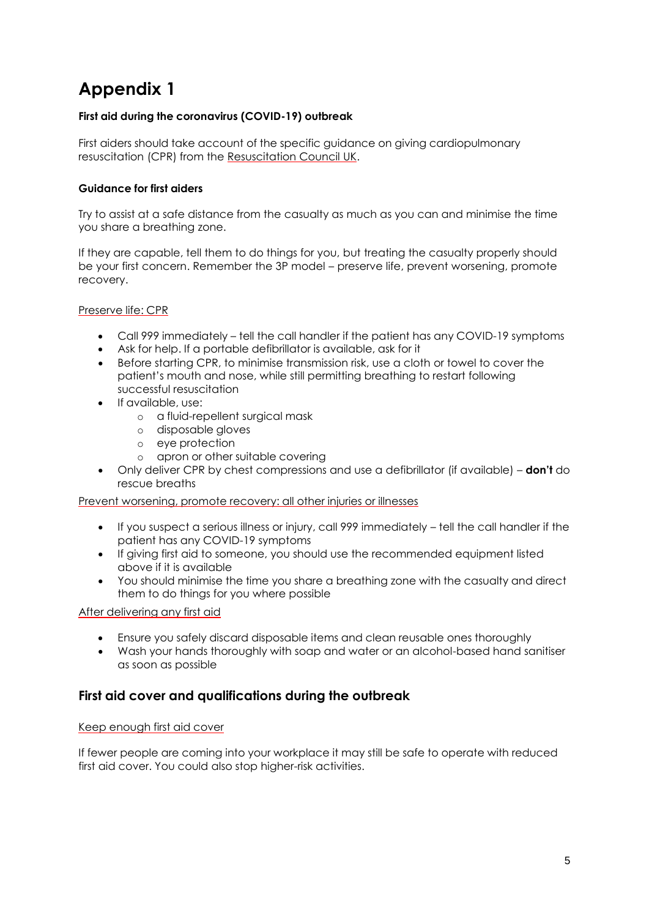# Appendix 1

**First aid during the coronavirus (COVID-19) outbreak**

First aiders should take account of the specific guidance on giving cardiopulmonary resuscitation (CPR) from the Resuscitation Council UK.

**Guidance for first aiders**

Try to assist at a safe distance from the casualty as much as you can and minimise the time you share a breathing zone.

If they are capable, tell them to do things for you, but treating the casualty properly should be your first concern. Remember the 3P model – preserve life, prevent worsening, promote recovery.

Preserve life: CPR

- Call 999 immediately – tell the call handler if the patient has any COVID-19 symptoms
- Ask for help. If a portable defibrillator is available, ask for it
- Before starting CPR, to minimise transmission risk, use a cloth or towel to cover the patient's mouth and nose, while still permitting breathing to restart following successful resuscitation
- If available, use:
  - a fluid-repellent surgical mask
  - disposable gloves
  - eye protection
  - apron or other suitable covering
- Only deliver CPR by chest compressions and use a defibrillator (if available) – **don't** do rescue breaths

Prevent worsening, promote recovery: all other injuries or illnesses

- If you suspect a serious illness or injury, call 999 immediately – tell the call handler if the patient has any COVID-19 symptoms
- If giving first aid to someone, you should use the recommended equipment listed above if it is available
- You should minimise the time you share a breathing zone with the casualty and direct them to do things for you where possible

After delivering any first aid

- Ensure you safely discard disposable items and clean reusable ones thoroughly
- Wash your hands thoroughly with soap and water or an alcohol-based hand sanitiser as soon as possible

## First aid cover and qualifications during the outbreak

Keep enough first aid cover

If fewer people are coming into your workplace it may still be safe to operate with reduced first aid cover. You could also stop higher-risk activities.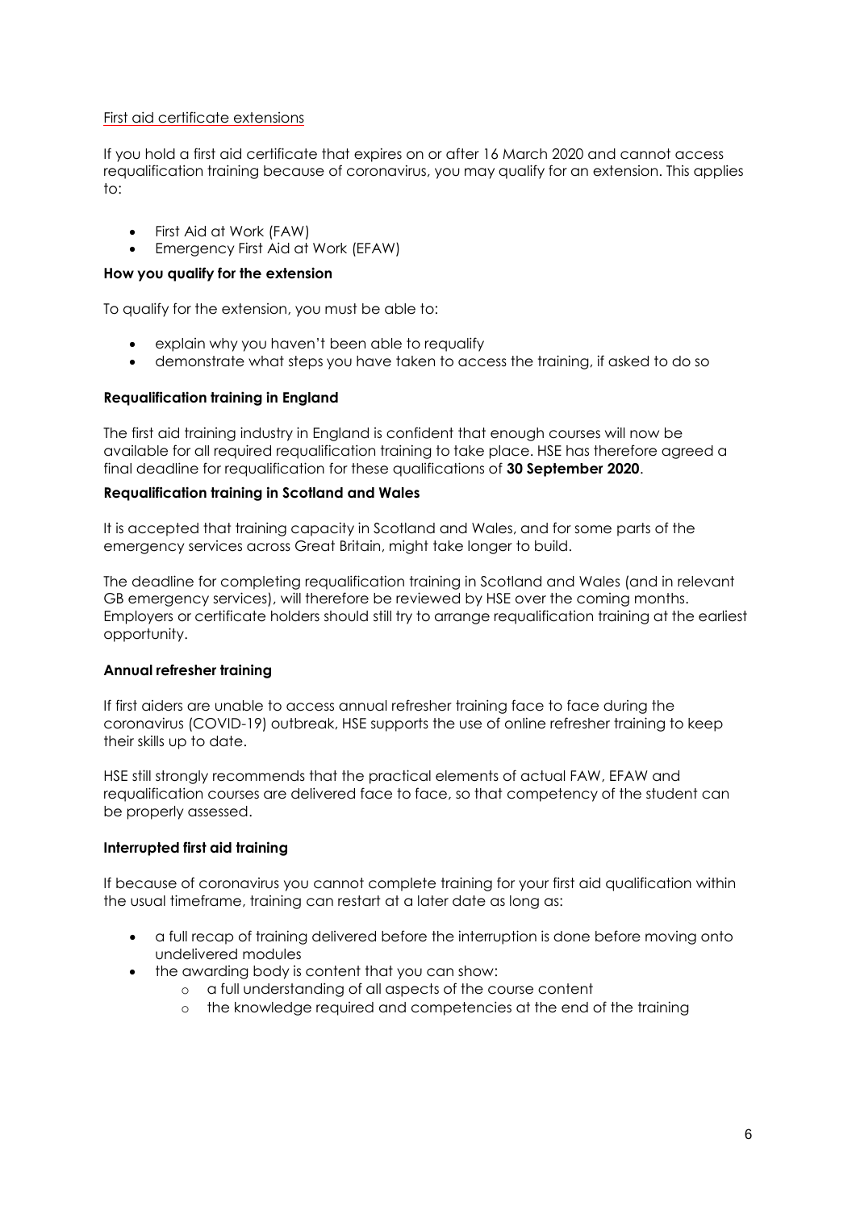First aid certificate extensions

If you hold a first aid certificate that expires on or after 16 March 2020 and cannot access requalification training because of coronavirus, you may qualify for an extension. This applies to:

- First Aid at Work (FAW)
- Emergency First Aid at Work (EFAW)

**How you qualify for the extension**

To qualify for the extension, you must be able to:

- explain why you haven't been able to requalify
- demonstrate what steps you have taken to access the training, if asked to do so

**Requalification training in England**

The first aid training industry in England is confident that enough courses will now be available for all required requalification training to take place. HSE has therefore agreed a final deadline for requalification for these qualifications of **30 September 2020**.

**Requalification training in Scotland and Wales**

It is accepted that training capacity in Scotland and Wales, and for some parts of the emergency services across Great Britain, might take longer to build.

The deadline for completing requalification training in Scotland and Wales (and in relevant GB emergency services), will therefore be reviewed by HSE over the coming months. Employers or certificate holders should still try to arrange requalification training at the earliest opportunity.

**Annual refresher training**

If first aiders are unable to access annual refresher training face to face during the coronavirus (COVID-19) outbreak, HSE supports the use of online refresher training to keep their skills up to date.

HSE still strongly recommends that the practical elements of actual FAW, EFAW and requalification courses are delivered face to face, so that competency of the student can be properly assessed.

**Interrupted first aid training**

If because of coronavirus you cannot complete training for your first aid qualification within the usual timeframe, training can restart at a later date as long as:

- a full recap of training delivered before the interruption is done before moving onto undelivered modules
- the awarding body is content that you can show:
  - a full understanding of all aspects of the course content
  - the knowledge required and competencies at the end of the training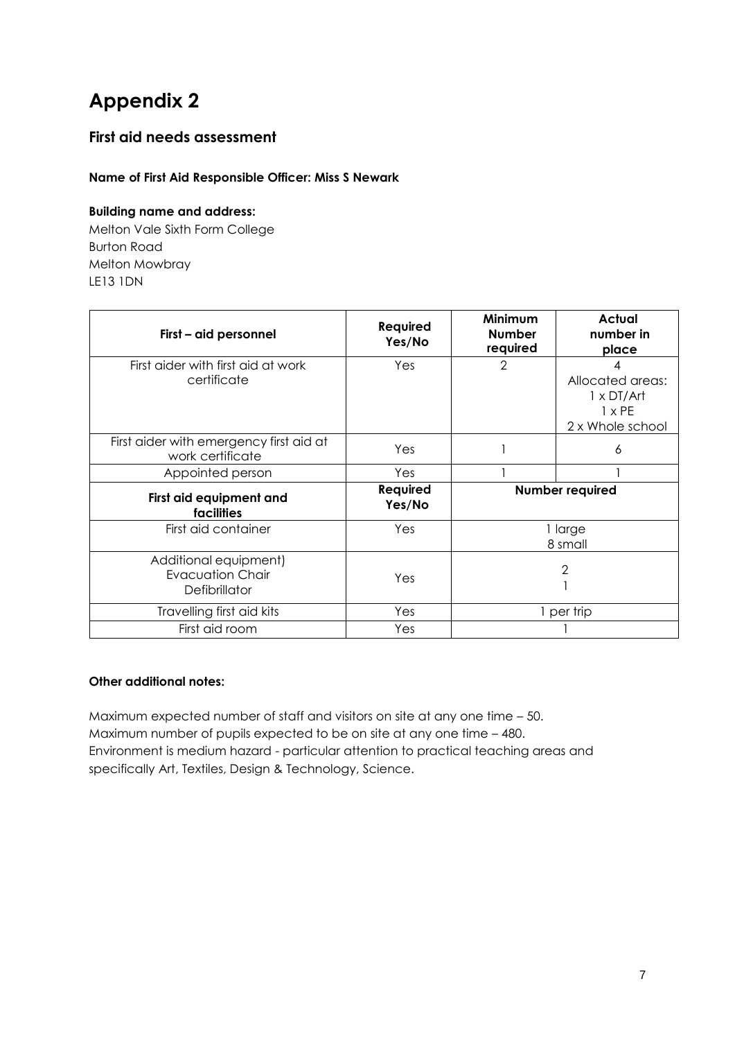# Appendix 2

## First aid needs assessment

**Name of First Aid Responsible Officer: Miss S Newark**

**Building name and address:**
Melton Vale Sixth Form College
Burton Road
Melton Mowbray
LE13 1DN

| First – aid personnel | Required Yes/No | Minimum Number required | Actual number in place |
|---|---|---|---|
| First aider with first aid at work certificate | Yes | 2 | 4<br>Allocated areas:<br>1 x DT/Art<br>1 x PE<br>2 x Whole school |
| First aider with emergency first aid at work certificate | Yes | 1 | 6 |
| Appointed person | Yes | 1 | 1 |
| **First aid equipment and facilities** | **Required Yes/No** | **Number required** | |
| First aid container | Yes | 1 large<br>8 small | |
| Additional equipment)<br>Evacuation Chair<br>Defibrillator | Yes | 2<br>1 | |
| Travelling first aid kits | Yes | 1 per trip | |
| First aid room | Yes | 1 | |

**Other additional notes:**

Maximum expected number of staff and visitors on site at any one time – 50.
Maximum number of pupils expected to be on site at any one time – 480.
Environment is medium hazard - particular attention to practical teaching areas and specifically Art, Textiles, Design & Technology, Science.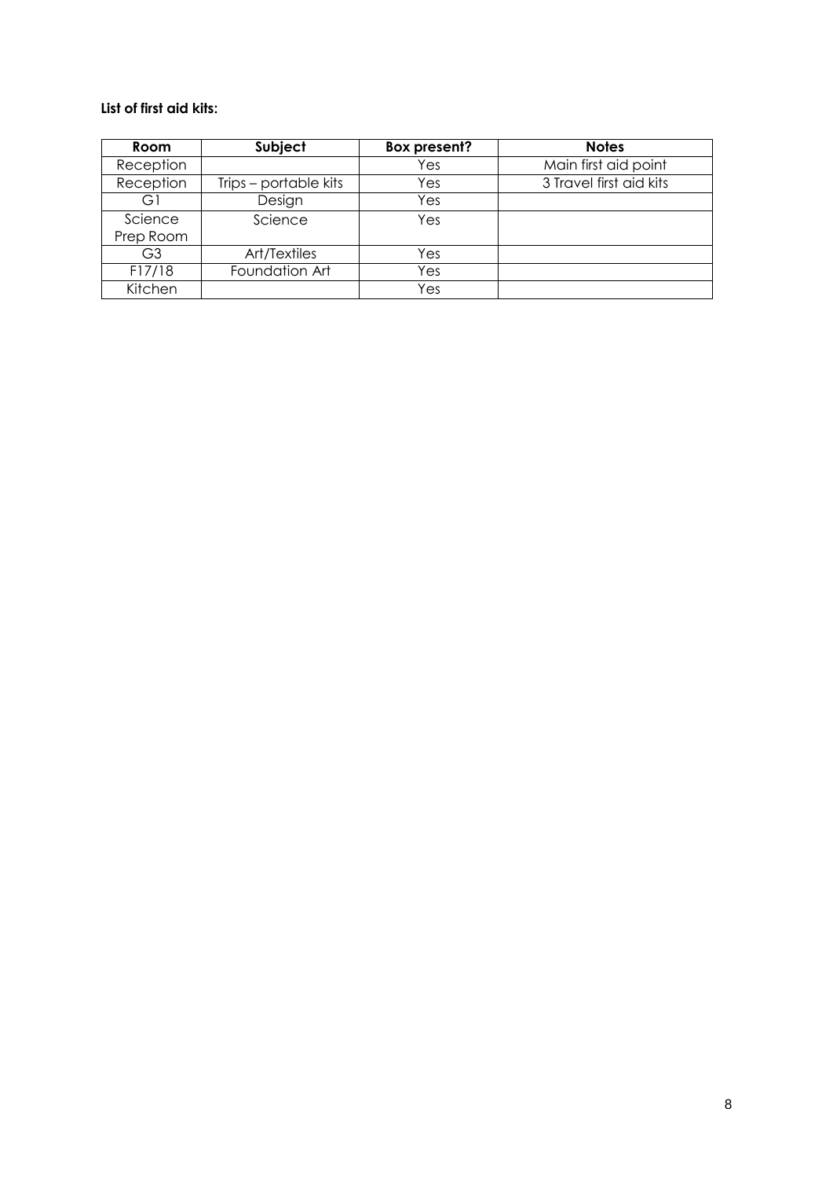**List of first aid kits:**

| Room | Subject | Box present? | Notes |
|---|---|---|---|
| Reception | | Yes | Main first aid point |
| Reception | Trips – portable kits | Yes | 3 Travel first aid kits |
| G1 | Design | Yes | |
| Science Prep Room | Science | Yes | |
| G3 | Art/Textiles | Yes | |
| F17/18 | Foundation Art | Yes | |
| Kitchen | | Yes | |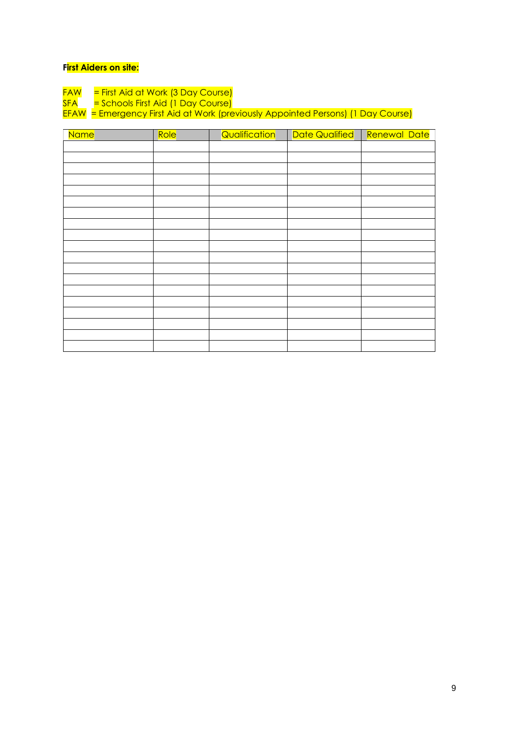**First Aiders on site:**

FAW = First Aid at Work (3 Day Course)
SFA = Schools First Aid (1 Day Course)
EFAW = Emergency First Aid at Work (previously Appointed Persons) (1 Day Course)

| Name | Role | Qualification | Date Qualified | Renewal Date |
|---|---|---|---|---|
| | | | | |
| | | | | |
| | | | | |
| | | | | |
| | | | | |
| | | | | |
| | | | | |
| | | | | |
| | | | | |
| | | | | |
| | | | | |
| | | | | |
| | | | | |
| | | | | |
| | | | | |
| | | | | |
| | | | | |
| | | | | |
| | | | | |